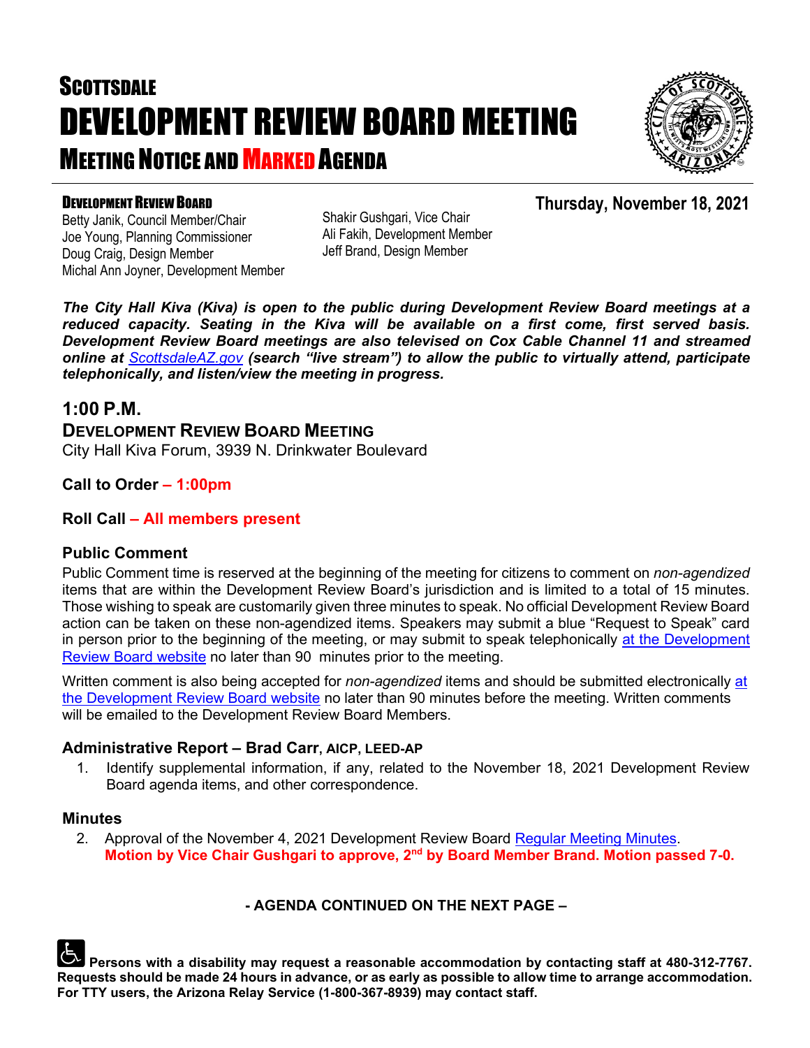# SCOTTSDALE
# DEVELOPMENT REVIEW BOARD MEETING
## MEETING NOTICE AND MARKED AGENDA

**DEVELOPMENT REVIEW BOARD**

Betty Janik, Council Member/Chair
Joe Young, Planning Commissioner
Doug Craig, Design Member
Michal Ann Joyner, Development Member
Shakir Gushgari, Vice Chair
Ali Fakih, Development Member
Jeff Brand, Design Member

**Thursday, November 18, 2021**

***The City Hall Kiva (Kiva) is open to the public during Development Review Board meetings at a reduced capacity. Seating in the Kiva will be available on a first come, first served basis. Development Review Board meetings are also televised on Cox Cable Channel 11 and streamed online at [ScottsdaleAZ.gov](ScottsdaleAZ.gov) (search "live stream") to allow the public to virtually attend, participate telephonically, and listen/view the meeting in progress.***

## 1:00 P.M.

### DEVELOPMENT REVIEW BOARD MEETING

City Hall Kiva Forum, 3939 N. Drinkwater Boulevard

**Call to Order – 1:00pm**

**Roll Call – All members present**

### Public Comment

Public Comment time is reserved at the beginning of the meeting for citizens to comment on *non-agendized* items that are within the Development Review Board's jurisdiction and is limited to a total of 15 minutes. Those wishing to speak are customarily given three minutes to speak. No official Development Review Board action can be taken on these non-agendized items. Speakers may submit a blue "Request to Speak" card in person prior to the beginning of the meeting, or may submit to speak telephonically at the Development Review Board website no later than 90 minutes prior to the meeting.

Written comment is also being accepted for *non-agendized* items and should be submitted electronically at the Development Review Board website no later than 90 minutes before the meeting. Written comments will be emailed to the Development Review Board Members.

### Administrative Report – Brad Carr, AICP, LEED-AP

1. Identify supplemental information, if any, related to the November 18, 2021 Development Review Board agenda items, and other correspondence.

### Minutes

2. Approval of the November 4, 2021 Development Review Board Regular Meeting Minutes.
   **Motion by Vice Chair Gushgari to approve, 2nd by Board Member Brand. Motion passed 7-0.**

**- AGENDA CONTINUED ON THE NEXT PAGE –**

**Persons with a disability may request a reasonable accommodation by contacting staff at 480-312-7767. Requests should be made 24 hours in advance, or as early as possible to allow time to arrange accommodation. For TTY users, the Arizona Relay Service (1-800-367-8939) may contact staff.**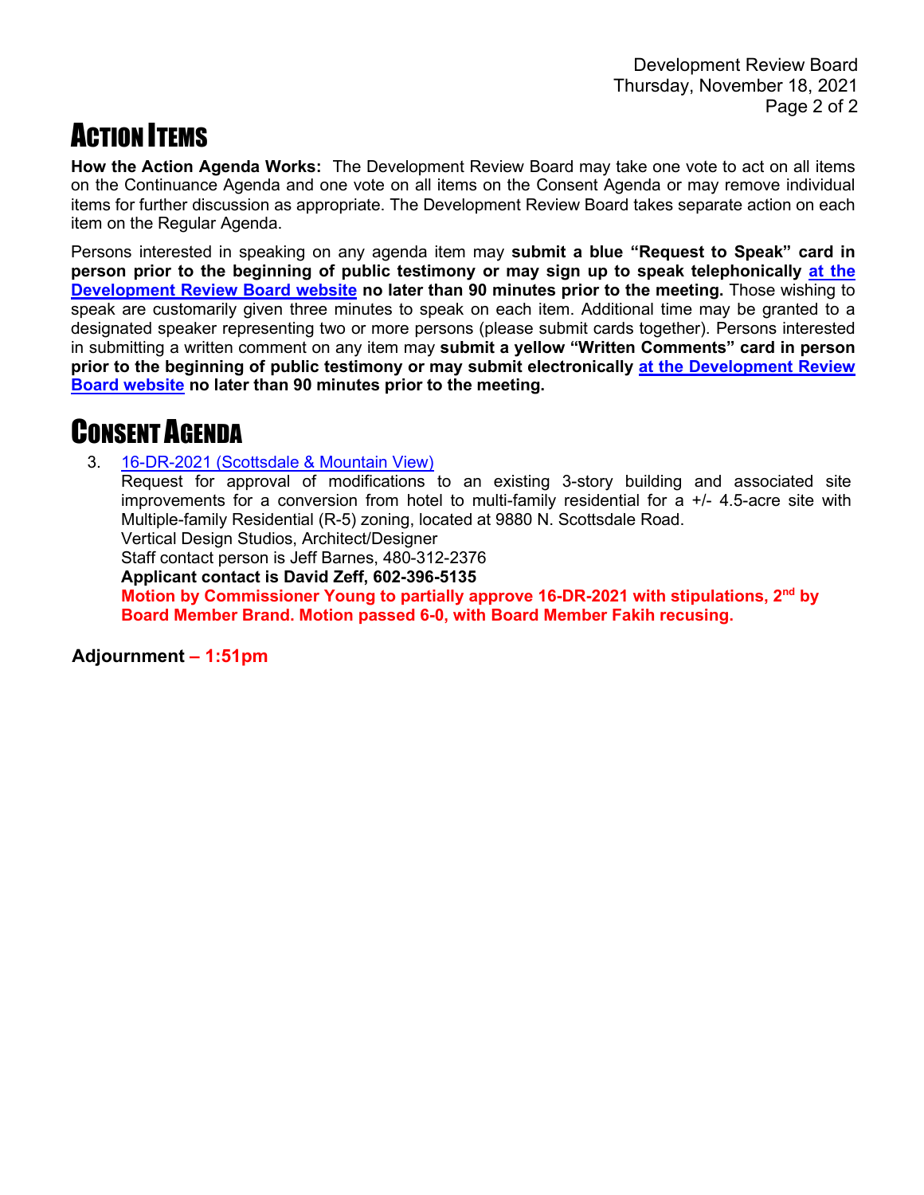# ACTION ITEMS

**How the Action Agenda Works:** The Development Review Board may take one vote to act on all items on the Continuance Agenda and one vote on all items on the Consent Agenda or may remove individual items for further discussion as appropriate. The Development Review Board takes separate action on each item on the Regular Agenda.

Persons interested in speaking on any agenda item may **submit a blue "Request to Speak" card in person prior to the beginning of public testimony or may sign up to speak telephonically [at the Development Review Board website](#) no later than 90 minutes prior to the meeting.** Those wishing to speak are customarily given three minutes to speak on each item. Additional time may be granted to a designated speaker representing two or more persons (please submit cards together). Persons interested in submitting a written comment on any item may **submit a yellow "Written Comments" card in person prior to the beginning of public testimony or may submit electronically [at the Development Review Board website](#) no later than 90 minutes prior to the meeting.**

# CONSENT AGENDA

3. [16-DR-2021 (Scottsdale & Mountain View)](#)
   Request for approval of modifications to an existing 3-story building and associated site improvements for a conversion from hotel to multi-family residential for a +/- 4.5-acre site with Multiple-family Residential (R-5) zoning, located at 9880 N. Scottsdale Road.
   Vertical Design Studios, Architect/Designer
   Staff contact person is Jeff Barnes, 480-312-2376
   **Applicant contact is David Zeff, 602-396-5135**
   **Motion by Commissioner Young to partially approve 16-DR-2021 with stipulations, 2nd by Board Member Brand. Motion passed 6-0, with Board Member Fakih recusing.**

**Adjournment – 1:51pm**